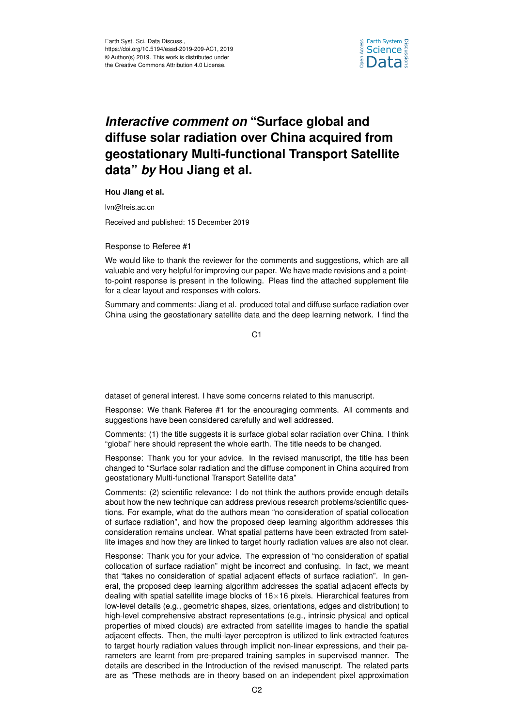Earth Syst. Sci. Data Discuss.,
https://doi.org/10.5194/essd-2019-209-AC1, 2019
© Author(s) 2019. This work is distributed under
the Creative Commons Attribution 4.0 License.

# *Interactive comment on* "Surface global and diffuse solar radiation over China acquired from geostationary Multi-functional Transport Satellite data" *by* Hou Jiang et al.

**Hou Jiang et al.**

lvn@lreis.ac.cn

Received and published: 15 December 2019

Response to Referee #1

We would like to thank the reviewer for the comments and suggestions, which are all valuable and very helpful for improving our paper. We have made revisions and a point-to-point response is present in the following. Pleas find the attached supplement file for a clear layout and responses with colors.

Summary and comments: Jiang et al. produced total and diffuse surface radiation over China using the geostationary satellite data and the deep learning network. I find the dataset of general interest. I have some concerns related to this manuscript.

Response: We thank Referee #1 for the encouraging comments. All comments and suggestions have been considered carefully and well addressed.

Comments: (1) the title suggests it is surface global solar radiation over China. I think "global" here should represent the whole earth. The title needs to be changed.

Response: Thank you for your advice. In the revised manuscript, the title has been changed to "Surface solar radiation and the diffuse component in China acquired from geostationary Multi-functional Transport Satellite data"

Comments: (2) scientific relevance: I do not think the authors provide enough details about how the new technique can address previous research problems/scientific questions. For example, what do the authors mean "no consideration of spatial collocation of surface radiation", and how the proposed deep learning algorithm addresses this consideration remains unclear. What spatial patterns have been extracted from satellite images and how they are linked to target hourly radiation values are also not clear.

Response: Thank you for your advice. The expression of "no consideration of spatial collocation of surface radiation" might be incorrect and confusing. In fact, we meant that "takes no consideration of spatial adjacent effects of surface radiation". In general, the proposed deep learning algorithm addresses the spatial adjacent effects by dealing with spatial satellite image blocks of 16×16 pixels. Hierarchical features from low-level details (e.g., geometric shapes, sizes, orientations, edges and distribution) to high-level comprehensive abstract representations (e.g., intrinsic physical and optical properties of mixed clouds) are extracted from satellite images to handle the spatial adjacent effects. Then, the multi-layer perceptron is utilized to link extracted features to target hourly radiation values through implicit non-linear expressions, and their parameters are learnt from pre-prepared training samples in supervised manner. The details are described in the Introduction of the revised manuscript. The related parts are as "These methods are in theory based on an independent pixel approximation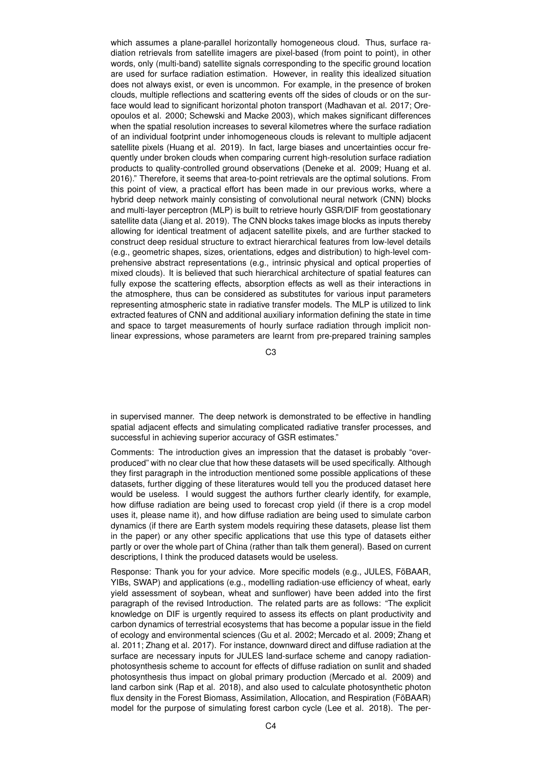which assumes a plane-parallel horizontally homogeneous cloud. Thus, surface radiation retrievals from satellite imagers are pixel-based (from point to point), in other words, only (multi-band) satellite signals corresponding to the specific ground location are used for surface radiation estimation. However, in reality this idealized situation does not always exist, or even is uncommon. For example, in the presence of broken clouds, multiple reflections and scattering events off the sides of clouds or on the surface would lead to significant horizontal photon transport (Madhavan et al. 2017; Oreopoulos et al. 2000; Schewski and Macke 2003), which makes significant differences when the spatial resolution increases to several kilometres where the surface radiation of an individual footprint under inhomogeneous clouds is relevant to multiple adjacent satellite pixels (Huang et al. 2019). In fact, large biases and uncertainties occur frequently under broken clouds when comparing current high-resolution surface radiation products to quality-controlled ground observations (Deneke et al. 2009; Huang et al. 2016)." Therefore, it seems that area-to-point retrievals are the optimal solutions. From this point of view, a practical effort has been made in our previous works, where a hybrid deep network mainly consisting of convolutional neural network (CNN) blocks and multi-layer perceptron (MLP) is built to retrieve hourly GSR/DIF from geostationary satellite data (Jiang et al. 2019). The CNN blocks takes image blocks as inputs thereby allowing for identical treatment of adjacent satellite pixels, and are further stacked to construct deep residual structure to extract hierarchical features from low-level details (e.g., geometric shapes, sizes, orientations, edges and distribution) to high-level comprehensive abstract representations (e.g., intrinsic physical and optical properties of mixed clouds). It is believed that such hierarchical architecture of spatial features can fully expose the scattering effects, absorption effects as well as their interactions in the atmosphere, thus can be considered as substitutes for various input parameters representing atmospheric state in radiative transfer models. The MLP is utilized to link extracted features of CNN and additional auxiliary information defining the state in time and space to target measurements of hourly surface radiation through implicit nonlinear expressions, whose parameters are learnt from pre-prepared training samples in supervised manner. The deep network is demonstrated to be effective in handling spatial adjacent effects and simulating complicated radiative transfer processes, and successful in achieving superior accuracy of GSR estimates."

Comments: The introduction gives an impression that the dataset is probably "overproduced" with no clear clue that how these datasets will be used specifically. Although they first paragraph in the introduction mentioned some possible applications of these datasets, further digging of these literatures would tell you the produced dataset here would be useless. I would suggest the authors further clearly identify, for example, how diffuse radiation are being used to forecast crop yield (if there is a crop model uses it, please name it), and how diffuse radiation are being used to simulate carbon dynamics (if there are Earth system models requiring these datasets, please list them in the paper) or any other specific applications that use this type of datasets either partly or over the whole part of China (rather than talk them general). Based on current descriptions, I think the produced datasets would be useless.

Response: Thank you for your advice. More specific models (e.g., JULES, FöBAAR, YIBs, SWAP) and applications (e.g., modelling radiation-use efficiency of wheat, early yield assessment of soybean, wheat and sunflower) have been added into the first paragraph of the revised Introduction. The related parts are as follows: "The explicit knowledge on DIF is urgently required to assess its effects on plant productivity and carbon dynamics of terrestrial ecosystems that has become a popular issue in the field of ecology and environmental sciences (Gu et al. 2002; Mercado et al. 2009; Zhang et al. 2011; Zhang et al. 2017). For instance, downward direct and diffuse radiation at the surface are necessary inputs for JULES land-surface scheme and canopy radiation-photosynthesis scheme to account for effects of diffuse radiation on sunlit and shaded photosynthesis thus impact on global primary production (Mercado et al. 2009) and land carbon sink (Rap et al. 2018), and also used to calculate photosynthetic photon flux density in the Forest Biomass, Assimilation, Allocation, and Respiration (FöBAAR) model for the purpose of simulating forest carbon cycle (Lee et al. 2018). The per-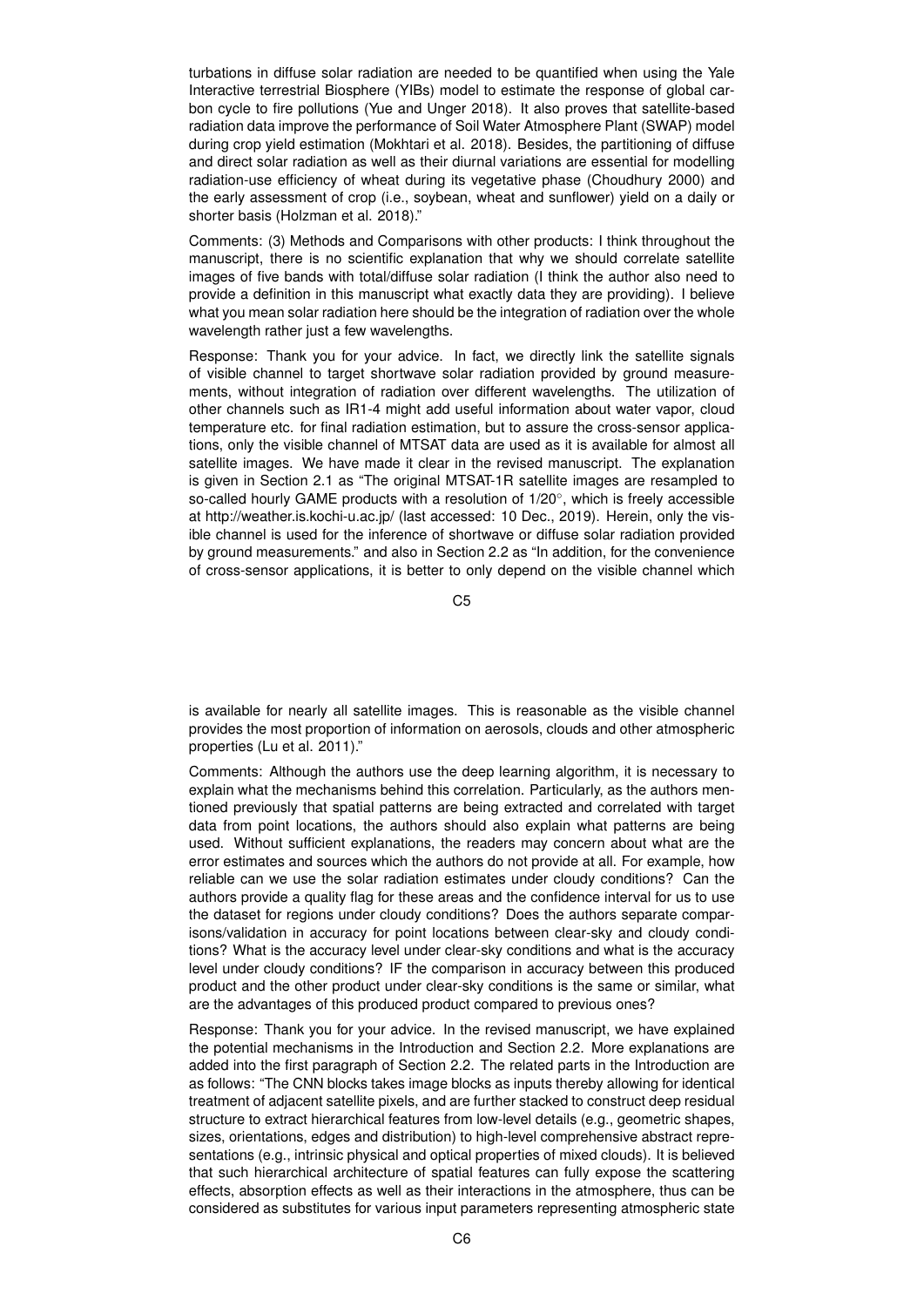turbations in diffuse solar radiation are needed to be quantified when using the Yale Interactive terrestrial Biosphere (YIBs) model to estimate the response of global carbon cycle to fire pollutions (Yue and Unger 2018). It also proves that satellite-based radiation data improve the performance of Soil Water Atmosphere Plant (SWAP) model during crop yield estimation (Mokhtari et al. 2018). Besides, the partitioning of diffuse and direct solar radiation as well as their diurnal variations are essential for modelling radiation-use efficiency of wheat during its vegetative phase (Choudhury 2000) and the early assessment of crop (i.e., soybean, wheat and sunflower) yield on a daily or shorter basis (Holzman et al. 2018)."

Comments: (3) Methods and Comparisons with other products: I think throughout the manuscript, there is no scientific explanation that why we should correlate satellite images of five bands with total/diffuse solar radiation (I think the author also need to provide a definition in this manuscript what exactly data they are providing). I believe what you mean solar radiation here should be the integration of radiation over the whole wavelength rather just a few wavelengths.

Response: Thank you for your advice. In fact, we directly link the satellite signals of visible channel to target shortwave solar radiation provided by ground measurements, without integration of radiation over different wavelengths. The utilization of other channels such as IR1-4 might add useful information about water vapor, cloud temperature etc. for final radiation estimation, but to assure the cross-sensor applications, only the visible channel of MTSAT data are used as it is available for almost all satellite images. We have made it clear in the revised manuscript. The explanation is given in Section 2.1 as "The original MTSAT-1R satellite images are resampled to so-called hourly GAME products with a resolution of 1/20°, which is freely accessible at http://weather.is.kochi-u.ac.jp/ (last accessed: 10 Dec., 2019). Herein, only the visible channel is used for the inference of shortwave or diffuse solar radiation provided by ground measurements." and also in Section 2.2 as "In addition, for the convenience of cross-sensor applications, it is better to only depend on the visible channel which is available for nearly all satellite images. This is reasonable as the visible channel provides the most proportion of information on aerosols, clouds and other atmospheric properties (Lu et al. 2011)."

Comments: Although the authors use the deep learning algorithm, it is necessary to explain what the mechanisms behind this correlation. Particularly, as the authors mentioned previously that spatial patterns are being extracted and correlated with target data from point locations, the authors should also explain what patterns are being used. Without sufficient explanations, the readers may concern about what are the error estimates and sources which the authors do not provide at all. For example, how reliable can we use the solar radiation estimates under cloudy conditions? Can the authors provide a quality flag for these areas and the confidence interval for us to use the dataset for regions under cloudy conditions? Does the authors separate comparisons/validation in accuracy for point locations between clear-sky and cloudy conditions? What is the accuracy level under clear-sky conditions and what is the accuracy level under cloudy conditions? IF the comparison in accuracy between this produced product and the other product under clear-sky conditions is the same or similar, what are the advantages of this produced product compared to previous ones?

Response: Thank you for your advice. In the revised manuscript, we have explained the potential mechanisms in the Introduction and Section 2.2. More explanations are added into the first paragraph of Section 2.2. The related parts in the Introduction are as follows: "The CNN blocks takes image blocks as inputs thereby allowing for identical treatment of adjacent satellite pixels, and are further stacked to construct deep residual structure to extract hierarchical features from low-level details (e.g., geometric shapes, sizes, orientations, edges and distribution) to high-level comprehensive abstract representations (e.g., intrinsic physical and optical properties of mixed clouds). It is believed that such hierarchical architecture of spatial features can fully expose the scattering effects, absorption effects as well as their interactions in the atmosphere, thus can be considered as substitutes for various input parameters representing atmospheric state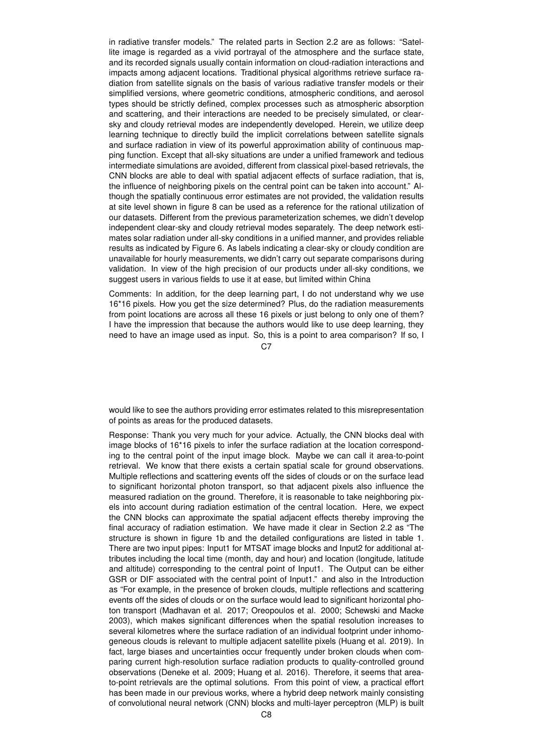in radiative transfer models." The related parts in Section 2.2 are as follows: "Satellite image is regarded as a vivid portrayal of the atmosphere and the surface state, and its recorded signals usually contain information on cloud-radiation interactions and impacts among adjacent locations. Traditional physical algorithms retrieve surface radiation from satellite signals on the basis of various radiative transfer models or their simplified versions, where geometric conditions, atmospheric conditions, and aerosol types should be strictly defined, complex processes such as atmospheric absorption and scattering, and their interactions are needed to be precisely simulated, or clear-sky and cloudy retrieval modes are independently developed. Herein, we utilize deep learning technique to directly build the implicit correlations between satellite signals and surface radiation in view of its powerful approximation ability of continuous mapping function. Except that all-sky situations are under a unified framework and tedious intermediate simulations are avoided, different from classical pixel-based retrievals, the CNN blocks are able to deal with spatial adjacent effects of surface radiation, that is, the influence of neighboring pixels on the central point can be taken into account." Although the spatially continuous error estimates are not provided, the validation results at site level shown in figure 8 can be used as a reference for the rational utilization of our datasets. Different from the previous parameterization schemes, we didn't develop independent clear-sky and cloudy retrieval modes separately. The deep network estimates solar radiation under all-sky conditions in a unified manner, and provides reliable results as indicated by Figure 6. As labels indicating a clear-sky or cloudy condition are unavailable for hourly measurements, we didn't carry out separate comparisons during validation. In view of the high precision of our products under all-sky conditions, we suggest users in various fields to use it at ease, but limited within China

Comments: In addition, for the deep learning part, I do not understand why we use 16*16 pixels. How you get the size determined? Plus, do the radiation measurements from point locations are across all these 16 pixels or just belong to only one of them? I have the impression that because the authors would like to use deep learning, they need to have an image used as input. So, this is a point to area comparison? If so, I would like to see the authors providing error estimates related to this misrepresentation of points as areas for the produced datasets.

Response: Thank you very much for your advice. Actually, the CNN blocks deal with image blocks of 16*16 pixels to infer the surface radiation at the location corresponding to the central point of the input image block. Maybe we can call it area-to-point retrieval. We know that there exists a certain spatial scale for ground observations. Multiple reflections and scattering events off the sides of clouds or on the surface lead to significant horizontal photon transport, so that adjacent pixels also influence the measured radiation on the ground. Therefore, it is reasonable to take neighboring pixels into account during radiation estimation of the central location. Here, we expect the CNN blocks can approximate the spatial adjacent effects thereby improving the final accuracy of radiation estimation. We have made it clear in Section 2.2 as "The structure is shown in figure 1b and the detailed configurations are listed in table 1. There are two input pipes: Input1 for MTSAT image blocks and Input2 for additional attributes including the local time (month, day and hour) and location (longitude, latitude and altitude) corresponding to the central point of Input1. The Output can be either GSR or DIF associated with the central point of Input1." and also in the Introduction as "For example, in the presence of broken clouds, multiple reflections and scattering events off the sides of clouds or on the surface would lead to significant horizontal photon transport (Madhavan et al. 2017; Oreopoulos et al. 2000; Schewski and Macke 2003), which makes significant differences when the spatial resolution increases to several kilometres where the surface radiation of an individual footprint under inhomogeneous clouds is relevant to multiple adjacent satellite pixels (Huang et al. 2019). In fact, large biases and uncertainties occur frequently under broken clouds when comparing current high-resolution surface radiation products to quality-controlled ground observations (Deneke et al. 2009; Huang et al. 2016). Therefore, it seems that area-to-point retrievals are the optimal solutions. From this point of view, a practical effort has been made in our previous works, where a hybrid deep network mainly consisting of convolutional neural network (CNN) blocks and multi-layer perceptron (MLP) is built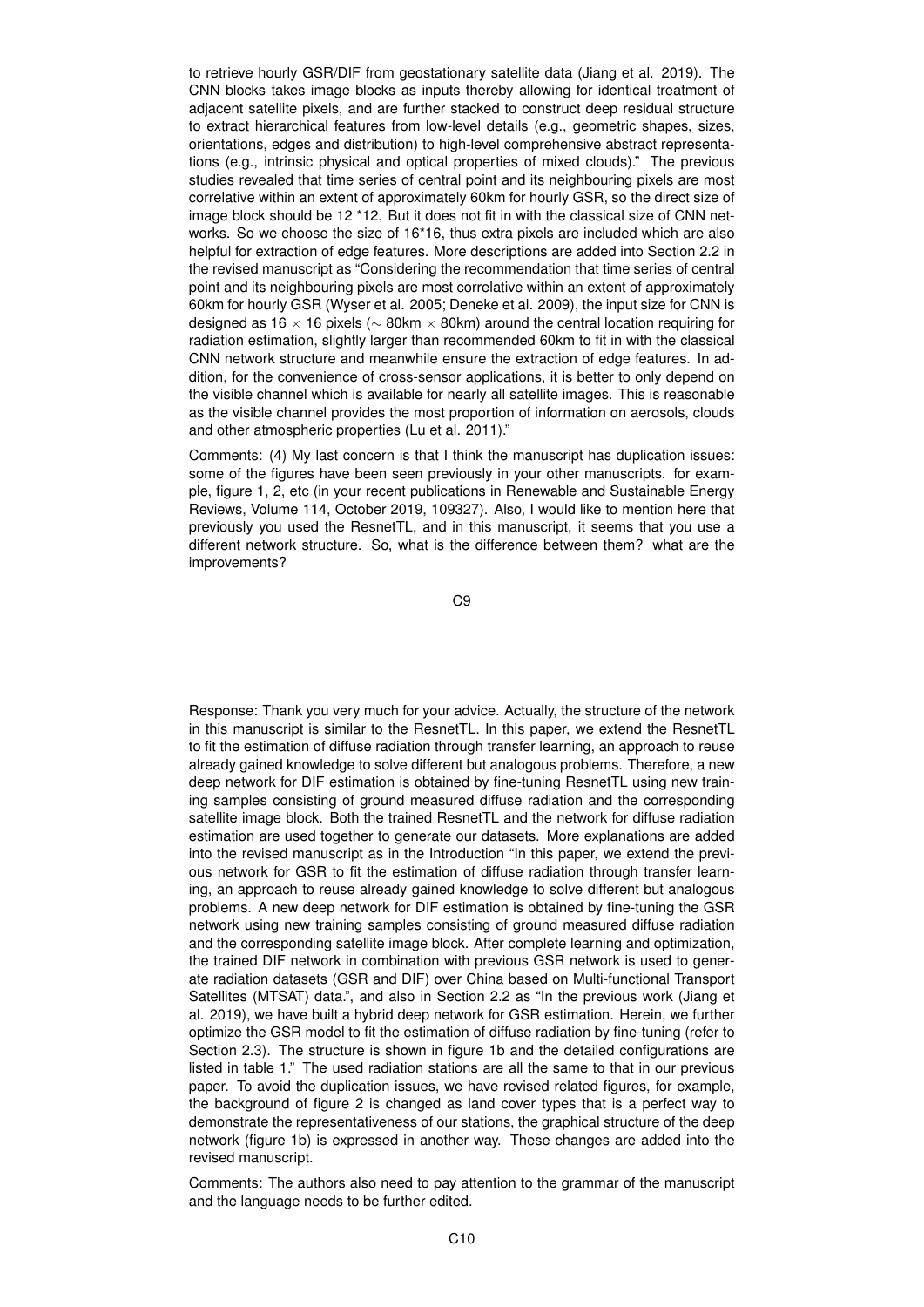to retrieve hourly GSR/DIF from geostationary satellite data (Jiang et al. 2019). The CNN blocks takes image blocks as inputs thereby allowing for identical treatment of adjacent satellite pixels, and are further stacked to construct deep residual structure to extract hierarchical features from low-level details (e.g., geometric shapes, sizes, orientations, edges and distribution) to high-level comprehensive abstract representations (e.g., intrinsic physical and optical properties of mixed clouds)." The previous studies revealed that time series of central point and its neighbouring pixels are most correlative within an extent of approximately 60km for hourly GSR, so the direct size of image block should be 12 *12. But it does not fit in with the classical size of CNN networks. So we choose the size of 16*16, thus extra pixels are included which are also helpful for extraction of edge features. More descriptions are added into Section 2.2 in the revised manuscript as "Considering the recommendation that time series of central point and its neighbouring pixels are most correlative within an extent of approximately 60km for hourly GSR (Wyser et al. 2005; Deneke et al. 2009), the input size for CNN is designed as $16 \times 16$ pixels ($\sim 80\text{km} \times 80\text{km}$) around the central location requiring for radiation estimation, slightly larger than recommended 60km to fit in with the classical CNN network structure and meanwhile ensure the extraction of edge features. In addition, for the convenience of cross-sensor applications, it is better to only depend on the visible channel which is available for nearly all satellite images. This is reasonable as the visible channel provides the most proportion of information on aerosols, clouds and other atmospheric properties (Lu et al. 2011)."

Comments: (4) My last concern is that I think the manuscript has duplication issues: some of the figures have been seen previously in your other manuscripts. for example, figure 1, 2, etc (in your recent publications in Renewable and Sustainable Energy Reviews, Volume 114, October 2019, 109327). Also, I would like to mention here that previously you used the ResnetTL, and in this manuscript, it seems that you use a different network structure. So, what is the difference between them? what are the improvements?

Response: Thank you very much for your advice. Actually, the structure of the network in this manuscript is similar to the ResnetTL. In this paper, we extend the ResnetTL to fit the estimation of diffuse radiation through transfer learning, an approach to reuse already gained knowledge to solve different but analogous problems. Therefore, a new deep network for DIF estimation is obtained by fine-tuning ResnetTL using new training samples consisting of ground measured diffuse radiation and the corresponding satellite image block. Both the trained ResnetTL and the network for diffuse radiation estimation are used together to generate our datasets. More explanations are added into the revised manuscript as in the Introduction "In this paper, we extend the previous network for GSR to fit the estimation of diffuse radiation through transfer learning, an approach to reuse already gained knowledge to solve different but analogous problems. A new deep network for DIF estimation is obtained by fine-tuning the GSR network using new training samples consisting of ground measured diffuse radiation and the corresponding satellite image block. After complete learning and optimization, the trained DIF network in combination with previous GSR network is used to generate radiation datasets (GSR and DIF) over China based on Multi-functional Transport Satellites (MTSAT) data.", and also in Section 2.2 as "In the previous work (Jiang et al. 2019), we have built a hybrid deep network for GSR estimation. Herein, we further optimize the GSR model to fit the estimation of diffuse radiation by fine-tuning (refer to Section 2.3). The structure is shown in figure 1b and the detailed configurations are listed in table 1." The used radiation stations are all the same to that in our previous paper. To avoid the duplication issues, we have revised related figures, for example, the background of figure 2 is changed as land cover types that is a perfect way to demonstrate the representativeness of our stations, the graphical structure of the deep network (figure 1b) is expressed in another way. These changes are added into the revised manuscript.

Comments: The authors also need to pay attention to the grammar of the manuscript and the language needs to be further edited.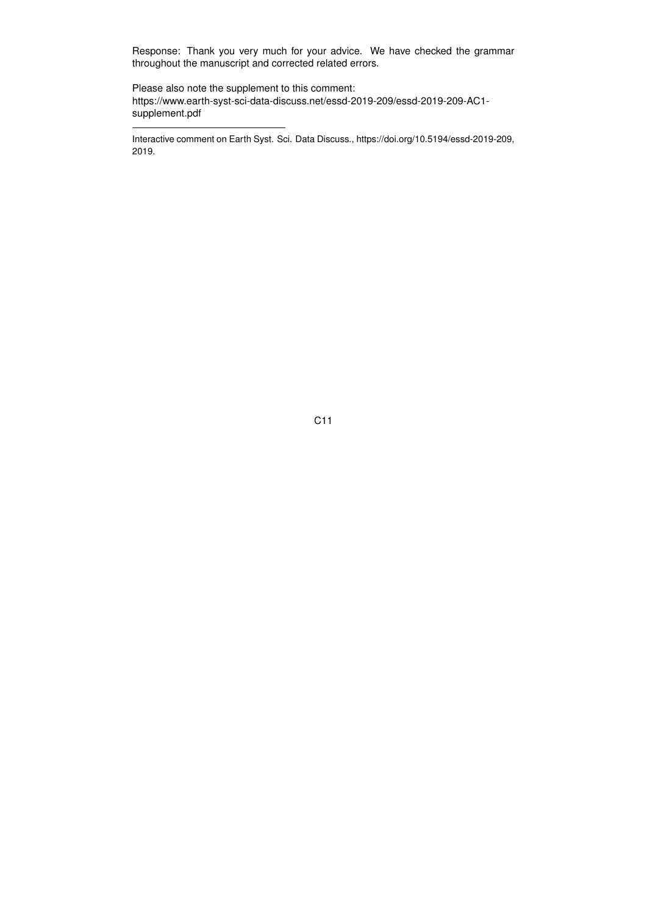Response: Thank you very much for your advice. We have checked the grammar throughout the manuscript and corrected related errors.

Please also note the supplement to this comment:
https://www.earth-syst-sci-data-discuss.net/essd-2019-209/essd-2019-209-AC1-supplement.pdf

---

Interactive comment on Earth Syst. Sci. Data Discuss., https://doi.org/10.5194/essd-2019-209, 2019.